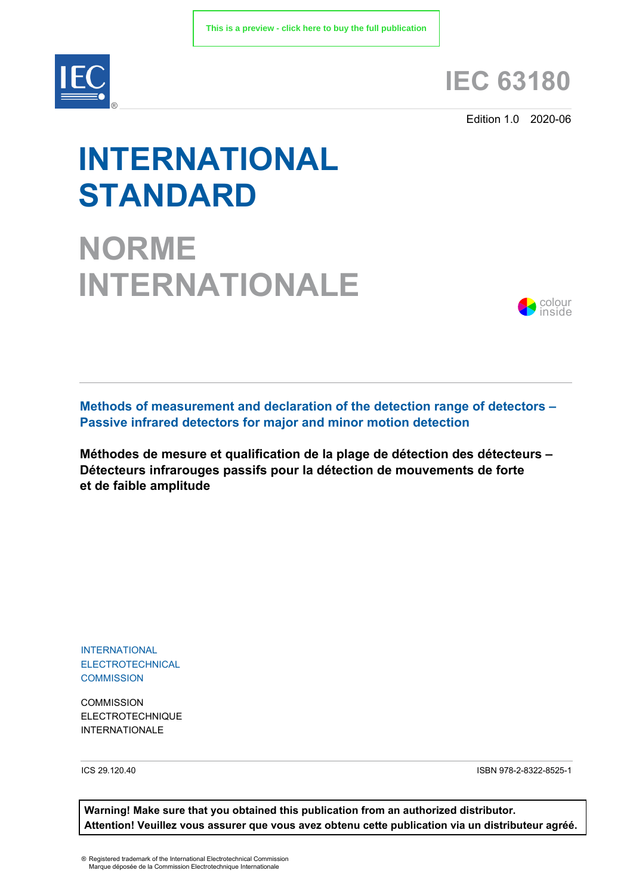This is a preview - click here to buy the full publication

# IEC 63180

Edition 1.0 2020-06

# INTERNATIONAL STANDARD

# NORME INTERNATIONALE

colour inside

**Methods of measurement and declaration of the detection range of detectors – Passive infrared detectors for major and minor motion detection**

**Méthodes de mesure et qualification de la plage de détection des détecteurs – Détecteurs infrarouges passifs pour la détection de mouvements de forte et de faible amplitude**

INTERNATIONAL ELECTROTECHNICAL COMMISSION

COMMISSION ELECTROTECHNIQUE INTERNATIONALE

ICS 29.120.40

ISBN 978-2-8322-8525-1

**Warning! Make sure that you obtained this publication from an authorized distributor.**
**Attention! Veuillez vous assurer que vous avez obtenu cette publication via un distributeur agréé.**

® Registered trademark of the International Electrotechnical Commission
Marque déposée de la Commission Electrotechnique Internationale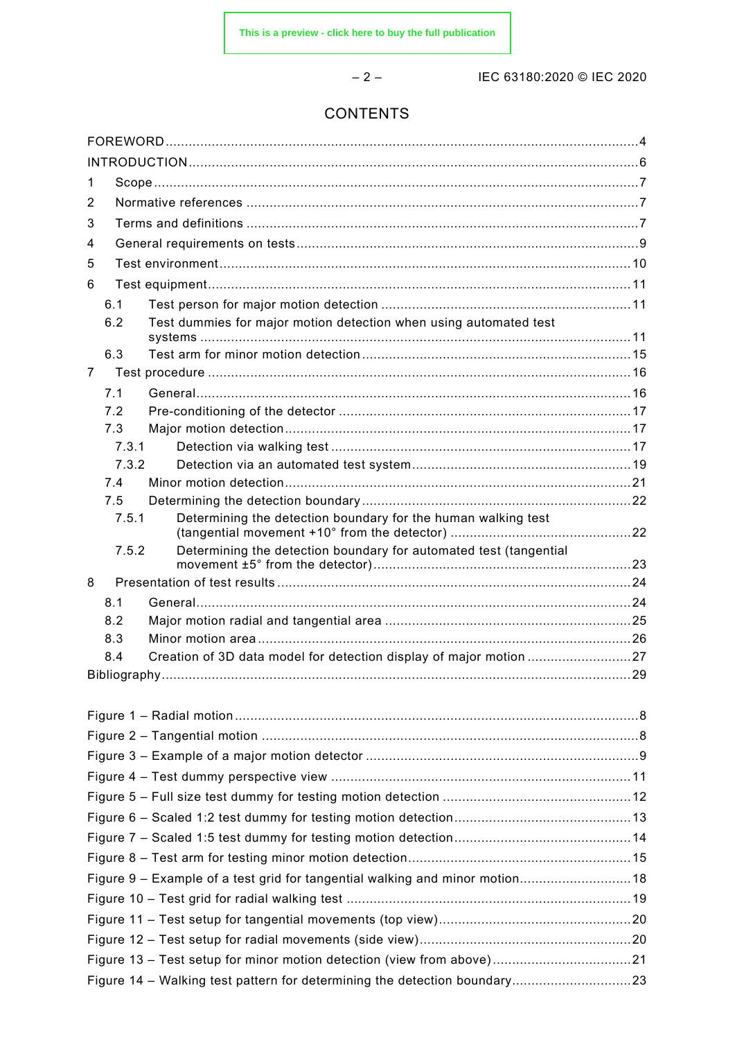# CONTENTS

FOREWORD .......................................................................................................................4
INTRODUCTION ...................................................................................................................6
1 Scope ..............................................................................................................................7
2 Normative references ......................................................................................................7
3 Terms and definitions ......................................................................................................7
4 General requirements on tests .........................................................................................9
5 Test environment ...........................................................................................................10
6 Test equipment ..............................................................................................................11
6.1 Test person for major motion detection ..................................................................11
6.2 Test dummies for major motion detection when using automated test systems ..............................................................................................................11
6.3 Test arm for minor motion detection .......................................................................15
7 Test procedure ..............................................................................................................16
7.1 General ..................................................................................................................16
7.2 Pre-conditioning of the detector ..............................................................................17
7.3 Major motion detection ...........................................................................................17
7.3.1 Detection via walking test ................................................................................17
7.3.2 Detection via an automated test system ...........................................................19
7.4 Minor motion detection ...........................................................................................21
7.5 Determining the detection boundary .......................................................................22
7.5.1 Determining the detection boundary for the human walking test (tangential movement +10° from the detector) .................................................22
7.5.2 Determining the detection boundary for automated test (tangential movement ±5° from the detector) ....................................................................23
8 Presentation of test results .............................................................................................24
8.1 General ..................................................................................................................24
8.2 Major motion radial and tangential area .................................................................25
8.3 Minor motion area ..................................................................................................26
8.4 Creation of 3D data model for detection display of major motion ............................27
Bibliography ......................................................................................................................29

Figure 1 – Radial motion .......................................................................................................8
Figure 2 – Tangential motion .................................................................................................8
Figure 3 – Example of a major motion detector ......................................................................9
Figure 4 – Test dummy perspective view .............................................................................11
Figure 5 – Full size test dummy for testing motion detection .................................................12
Figure 6 – Scaled 1:2 test dummy for testing motion detection ..............................................13
Figure 7 – Scaled 1:5 test dummy for testing motion detection ..............................................14
Figure 8 – Test arm for testing minor motion detection ..........................................................15
Figure 9 – Example of a test grid for tangential walking and minor motion .............................18
Figure 10 – Test grid for radial walking test ..........................................................................19
Figure 11 – Test setup for tangential movements (top view) ..................................................20
Figure 12 – Test setup for radial movements (side view) .......................................................20
Figure 13 – Test setup for minor motion detection (view from above) ....................................21
Figure 14 – Walking test pattern for determining the detection boundary ...............................23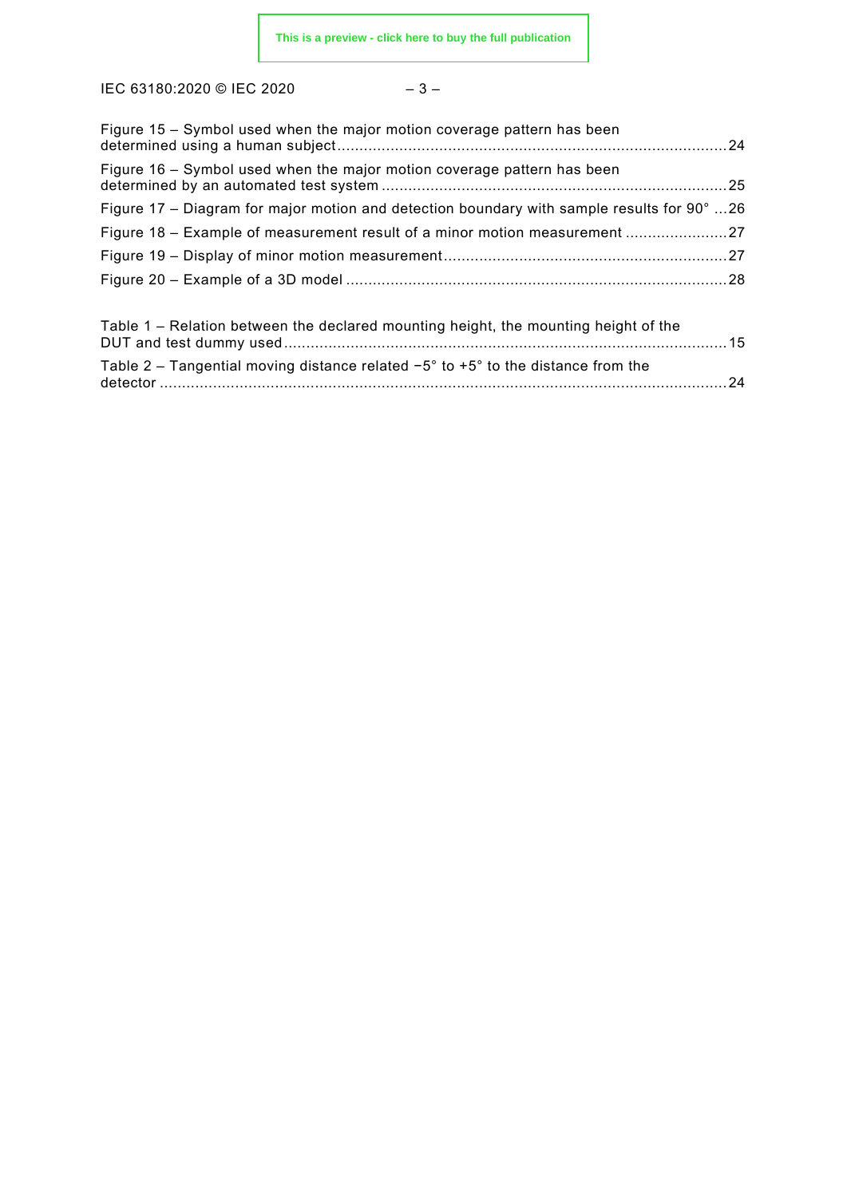Figure 15 – Symbol used when the major motion coverage pattern has been determined using a human subject ........................................................................................ 24

Figure 16 – Symbol used when the major motion coverage pattern has been determined by an automated test system ............................................................................. 25

Figure 17 – Diagram for major motion and detection boundary with sample results for 90° ... 26

Figure 18 – Example of measurement result of a minor motion measurement ....................... 27

Figure 19 – Display of minor motion measurement ................................................................ 27

Figure 20 – Example of a 3D model ...................................................................................... 28

Table 1 – Relation between the declared mounting height, the mounting height of the DUT and test dummy used ................................................................................................... 15

Table 2 – Tangential moving distance related −5° to +5° to the distance from the detector ............................................................................................................................ 24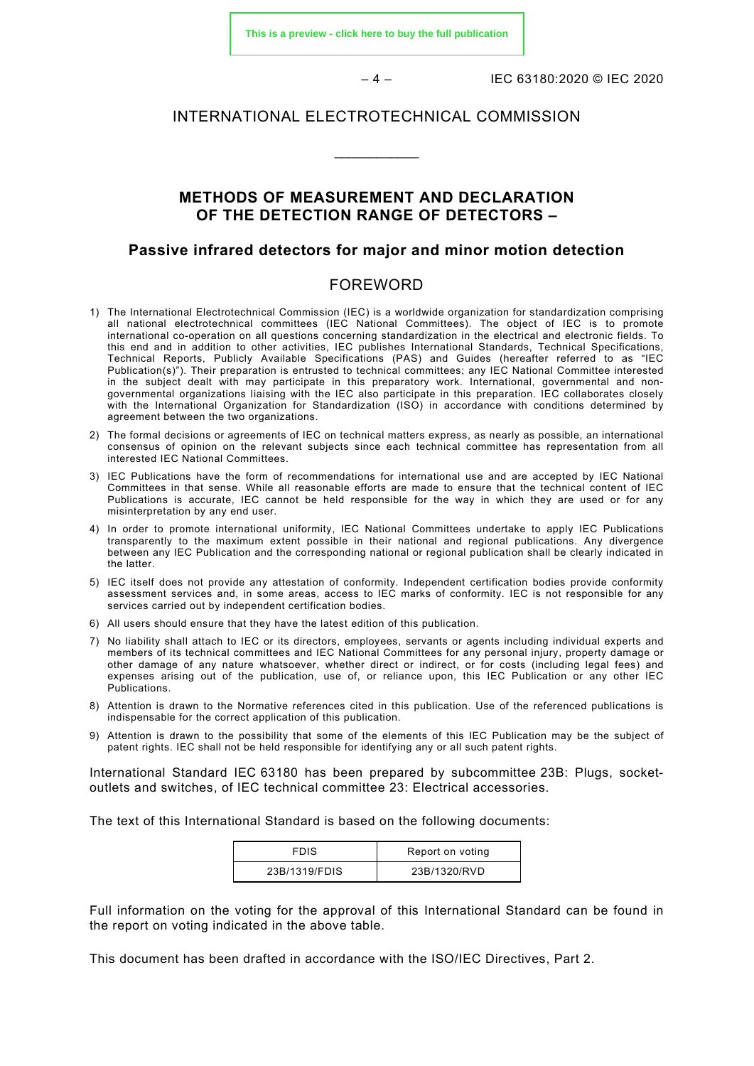INTERNATIONAL ELECTROTECHNICAL COMMISSION

___________

# METHODS OF MEASUREMENT AND DECLARATION OF THE DETECTION RANGE OF DETECTORS –

## Passive infrared detectors for major and minor motion detection

## FOREWORD

1) The International Electrotechnical Commission (IEC) is a worldwide organization for standardization comprising all national electrotechnical committees (IEC National Committees). The object of IEC is to promote international co-operation on all questions concerning standardization in the electrical and electronic fields. To this end and in addition to other activities, IEC publishes International Standards, Technical Specifications, Technical Reports, Publicly Available Specifications (PAS) and Guides (hereafter referred to as "IEC Publication(s)"). Their preparation is entrusted to technical committees; any IEC National Committee interested in the subject dealt with may participate in this preparatory work. International, governmental and non-governmental organizations liaising with the IEC also participate in this preparation. IEC collaborates closely with the International Organization for Standardization (ISO) in accordance with conditions determined by agreement between the two organizations.
2) The formal decisions or agreements of IEC on technical matters express, as nearly as possible, an international consensus of opinion on the relevant subjects since each technical committee has representation from all interested IEC National Committees.
3) IEC Publications have the form of recommendations for international use and are accepted by IEC National Committees in that sense. While all reasonable efforts are made to ensure that the technical content of IEC Publications is accurate, IEC cannot be held responsible for the way in which they are used or for any misinterpretation by any end user.
4) In order to promote international uniformity, IEC National Committees undertake to apply IEC Publications transparently to the maximum extent possible in their national and regional publications. Any divergence between any IEC Publication and the corresponding national or regional publication shall be clearly indicated in the latter.
5) IEC itself does not provide any attestation of conformity. Independent certification bodies provide conformity assessment services and, in some areas, access to IEC marks of conformity. IEC is not responsible for any services carried out by independent certification bodies.
6) All users should ensure that they have the latest edition of this publication.
7) No liability shall attach to IEC or its directors, employees, servants or agents including individual experts and members of its technical committees and IEC National Committees for any personal injury, property damage or other damage of any nature whatsoever, whether direct or indirect, or for costs (including legal fees) and expenses arising out of the publication, use of, or reliance upon, this IEC Publication or any other IEC Publications.
8) Attention is drawn to the Normative references cited in this publication. Use of the referenced publications is indispensable for the correct application of this publication.
9) Attention is drawn to the possibility that some of the elements of this IEC Publication may be the subject of patent rights. IEC shall not be held responsible for identifying any or all such patent rights.

International Standard IEC 63180 has been prepared by subcommittee 23B: Plugs, socket-outlets and switches, of IEC technical committee 23: Electrical accessories.

The text of this International Standard is based on the following documents:

| FDIS | Report on voting |
| --- | --- |
| 23B/1319/FDIS | 23B/1320/RVD |

Full information on the voting for the approval of this International Standard can be found in the report on voting indicated in the above table.

This document has been drafted in accordance with the ISO/IEC Directives, Part 2.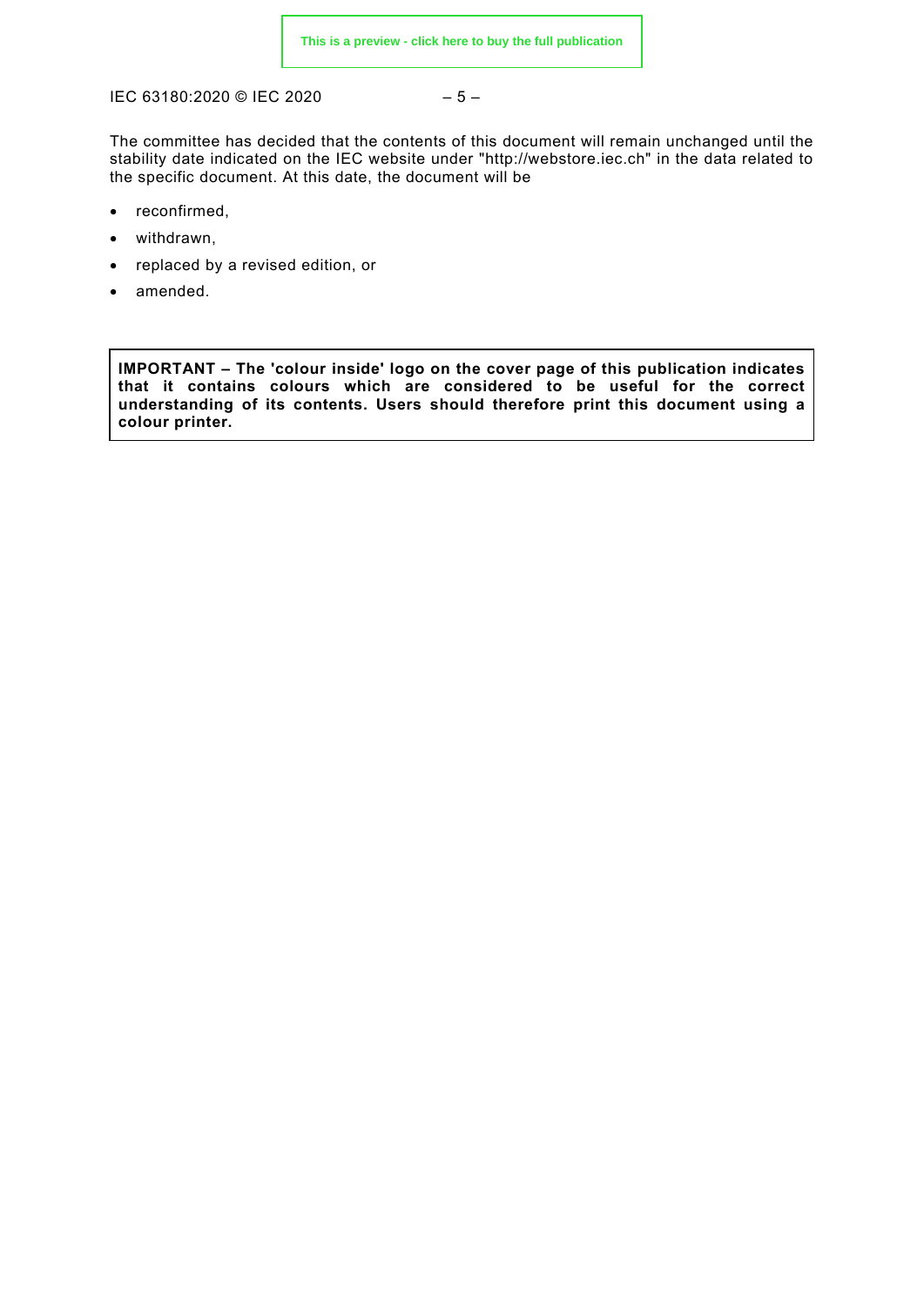The committee has decided that the contents of this document will remain unchanged until the stability date indicated on the IEC website under "http://webstore.iec.ch" in the data related to the specific document. At this date, the document will be

- reconfirmed,
- withdrawn,
- replaced by a revised edition, or
- amended.

**IMPORTANT – The 'colour inside' logo on the cover page of this publication indicates that it contains colours which are considered to be useful for the correct understanding of its contents. Users should therefore print this document using a colour printer.**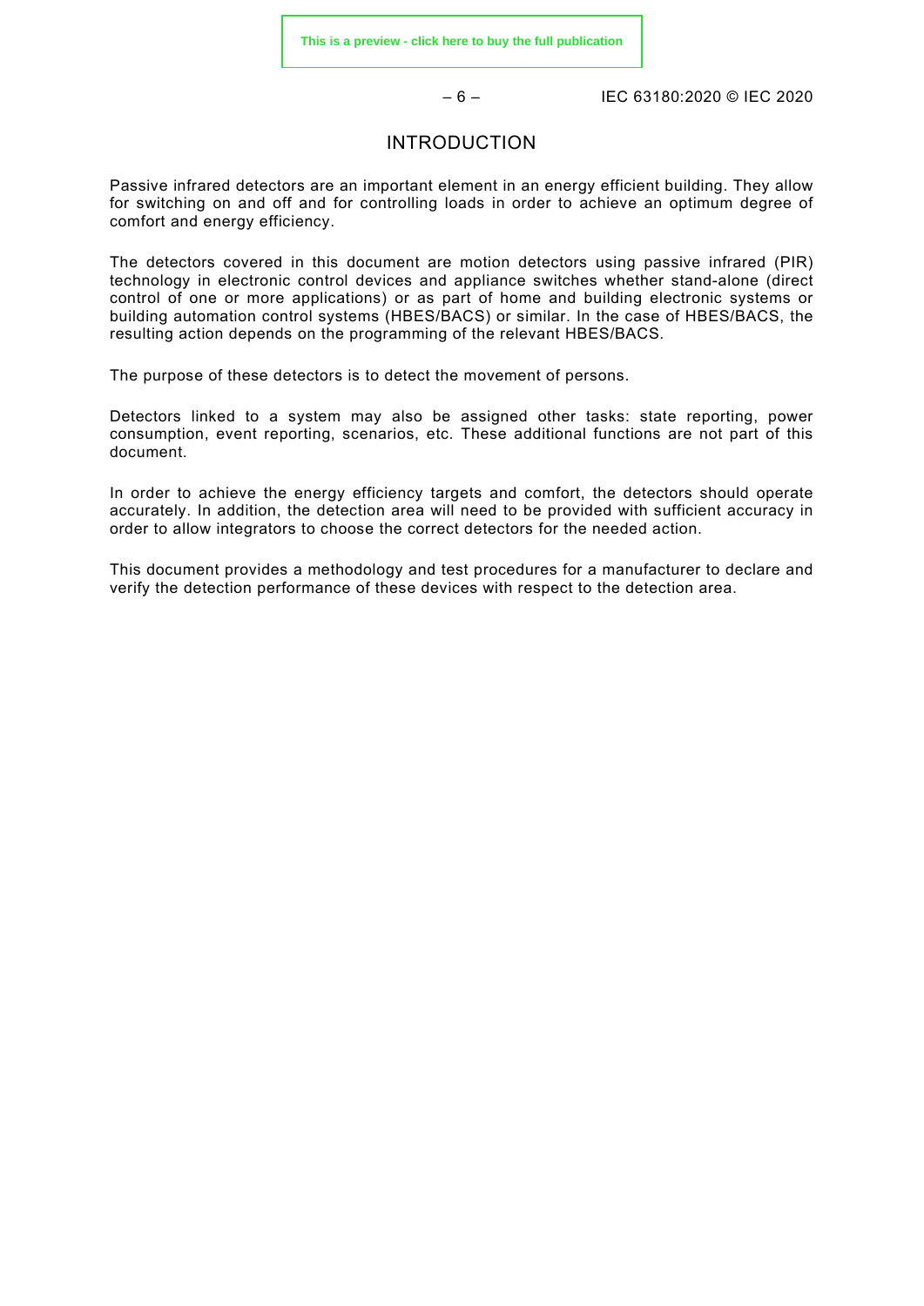# INTRODUCTION

Passive infrared detectors are an important element in an energy efficient building. They allow for switching on and off and for controlling loads in order to achieve an optimum degree of comfort and energy efficiency.

The detectors covered in this document are motion detectors using passive infrared (PIR) technology in electronic control devices and appliance switches whether stand-alone (direct control of one or more applications) or as part of home and building electronic systems or building automation control systems (HBES/BACS) or similar. In the case of HBES/BACS, the resulting action depends on the programming of the relevant HBES/BACS.

The purpose of these detectors is to detect the movement of persons.

Detectors linked to a system may also be assigned other tasks: state reporting, power consumption, event reporting, scenarios, etc. These additional functions are not part of this document.

In order to achieve the energy efficiency targets and comfort, the detectors should operate accurately. In addition, the detection area will need to be provided with sufficient accuracy in order to allow integrators to choose the correct detectors for the needed action.

This document provides a methodology and test procedures for a manufacturer to declare and verify the detection performance of these devices with respect to the detection area.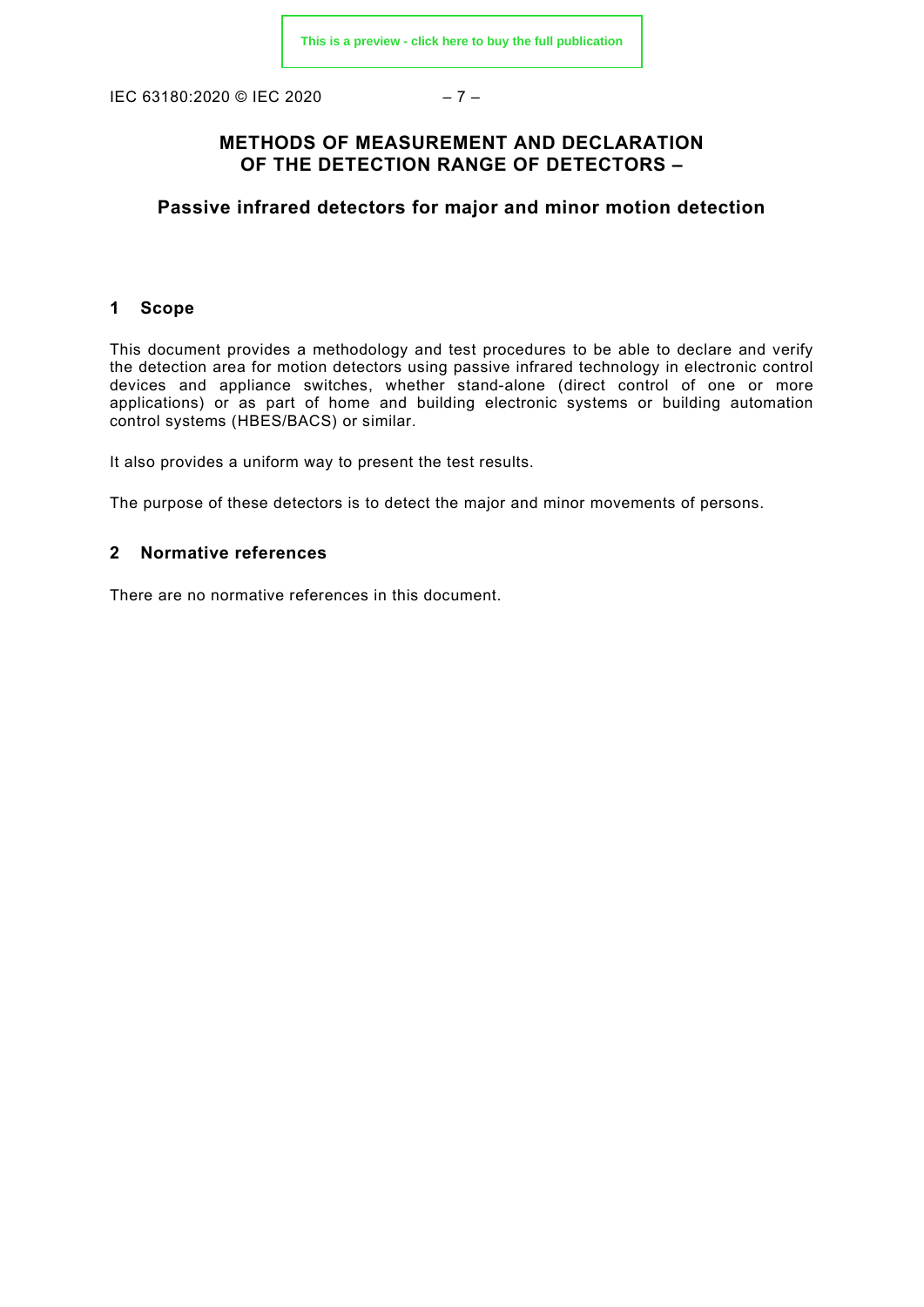# METHODS OF MEASUREMENT AND DECLARATION OF THE DETECTION RANGE OF DETECTORS –

## Passive infrared detectors for major and minor motion detection

## 1 Scope

This document provides a methodology and test procedures to be able to declare and verify the detection area for motion detectors using passive infrared technology in electronic control devices and appliance switches, whether stand-alone (direct control of one or more applications) or as part of home and building electronic systems or building automation control systems (HBES/BACS) or similar.

It also provides a uniform way to present the test results.

The purpose of these detectors is to detect the major and minor movements of persons.

## 2 Normative references

There are no normative references in this document.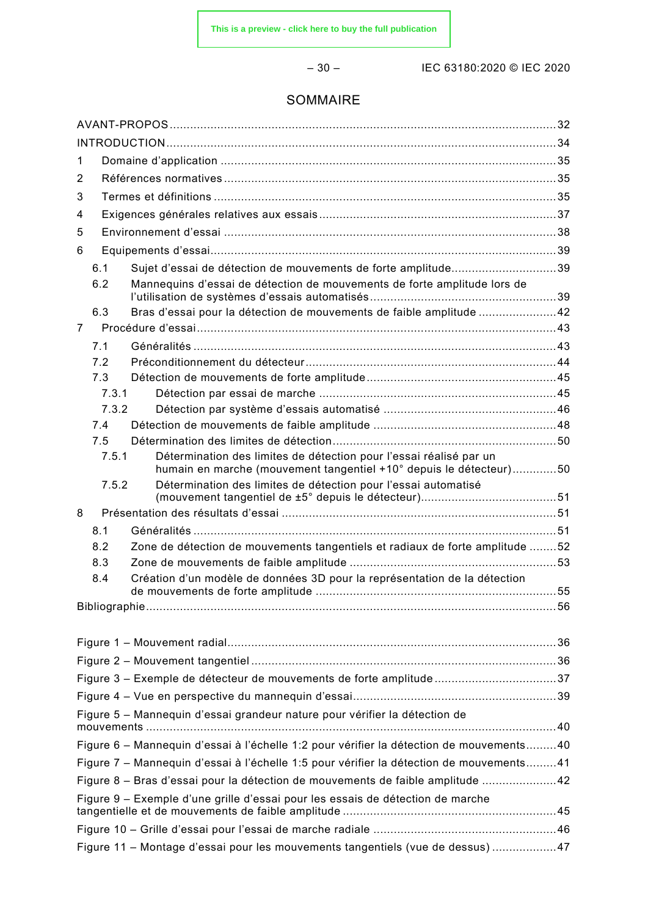# SOMMAIRE

AVANT-PROPOS ... 32
INTRODUCTION ... 34
1 Domaine d'application ... 35
2 Références normatives ... 35
3 Termes et définitions ... 35
4 Exigences générales relatives aux essais ... 37
5 Environnement d'essai ... 38
6 Equipements d'essai ... 39
  6.1 Sujet d'essai de détection de mouvements de forte amplitude ... 39
  6.2 Mannequins d'essai de détection de mouvements de forte amplitude lors de l'utilisation de systèmes d'essais automatisés ... 39
  6.3 Bras d'essai pour la détection de mouvements de faible amplitude ... 42
7 Procédure d'essai ... 43
  7.1 Généralités ... 43
  7.2 Préconditionnement du détecteur ... 44
  7.3 Détection de mouvements de forte amplitude ... 45
    7.3.1 Détection par essai de marche ... 45
    7.3.2 Détection par système d'essais automatisé ... 46
  7.4 Détection de mouvements de faible amplitude ... 48
  7.5 Détermination des limites de détection ... 50
    7.5.1 Détermination des limites de détection pour l'essai réalisé par un humain en marche (mouvement tangentiel +10° depuis le détecteur) ... 50
    7.5.2 Détermination des limites de détection pour l'essai automatisé (mouvement tangentiel de ±5° depuis le détecteur) ... 51
8 Présentation des résultats d'essai ... 51
  8.1 Généralités ... 51
  8.2 Zone de détection de mouvements tangentiels et radiaux de forte amplitude ... 52
  8.3 Zone de mouvements de faible amplitude ... 53
  8.4 Création d'un modèle de données 3D pour la représentation de la détection de mouvements de forte amplitude ... 55
Bibliographie ... 56

Figure 1 – Mouvement radial ... 36
Figure 2 – Mouvement tangentiel ... 36
Figure 3 – Exemple de détecteur de mouvements de forte amplitude ... 37
Figure 4 – Vue en perspective du mannequin d'essai ... 39
Figure 5 – Mannequin d'essai grandeur nature pour vérifier la détection de mouvements ... 40
Figure 6 – Mannequin d'essai à l'échelle 1:2 pour vérifier la détection de mouvements ... 40
Figure 7 – Mannequin d'essai à l'échelle 1:5 pour vérifier la détection de mouvements ... 41
Figure 8 – Bras d'essai pour la détection de mouvements de faible amplitude ... 42
Figure 9 – Exemple d'une grille d'essai pour les essais de détection de marche tangentielle et de mouvements de faible amplitude ... 45
Figure 10 – Grille d'essai pour l'essai de marche radiale ... 46
Figure 11 – Montage d'essai pour les mouvements tangentiels (vue de dessus) ... 47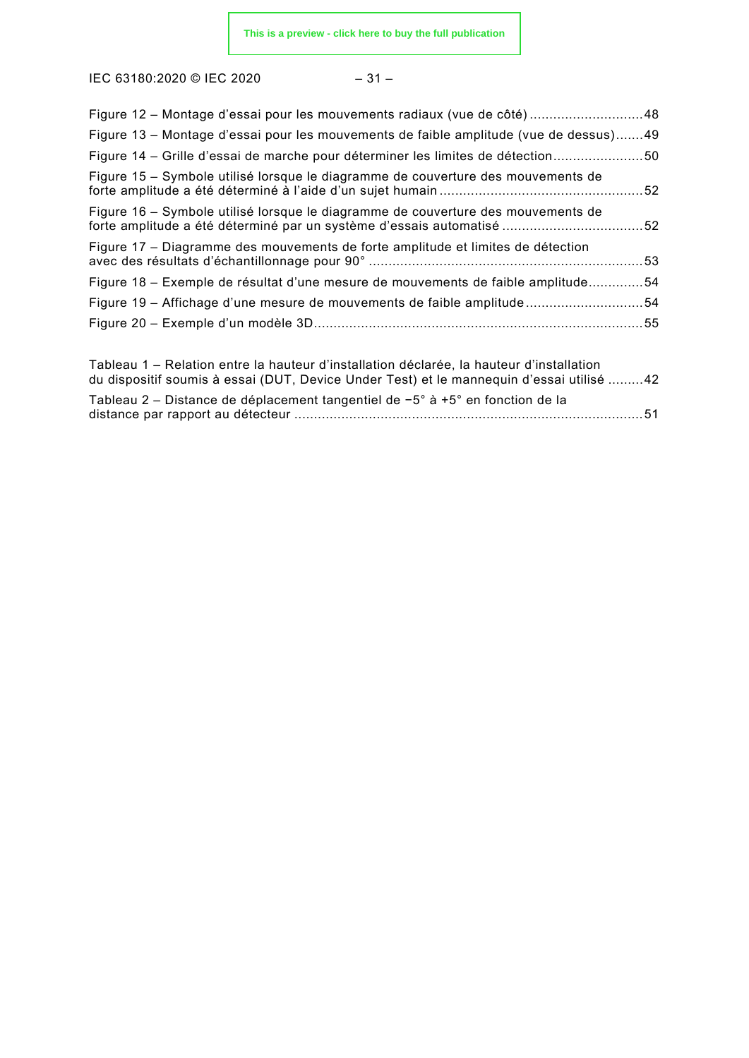Figure 12 – Montage d'essai pour les mouvements radiaux (vue de côté) ............................ 48

Figure 13 – Montage d'essai pour les mouvements de faible amplitude (vue de dessus) ....... 49

Figure 14 – Grille d'essai de marche pour déterminer les limites de détection ...................... 50

Figure 15 – Symbole utilisé lorsque le diagramme de couverture des mouvements de forte amplitude a été déterminé à l'aide d'un sujet humain .................................................. 52

Figure 16 – Symbole utilisé lorsque le diagramme de couverture des mouvements de forte amplitude a été déterminé par un système d'essais automatisé ................................... 52

Figure 17 – Diagramme des mouvements de forte amplitude et limites de détection avec des résultats d'échantillonnage pour 90° ..................................................................... 53

Figure 18 – Exemple de résultat d'une mesure de mouvements de faible amplitude ............. 54

Figure 19 – Affichage d'une mesure de mouvements de faible amplitude ............................. 54

Figure 20 – Exemple d'un modèle 3D ................................................................................... 55

Tableau 1 – Relation entre la hauteur d'installation déclarée, la hauteur d'installation du dispositif soumis à essai (DUT, Device Under Test) et le mannequin d'essai utilisé ......... 42

Tableau 2 – Distance de déplacement tangentiel de −5° à +5° en fonction de la distance par rapport au détecteur ........................................................................................ 51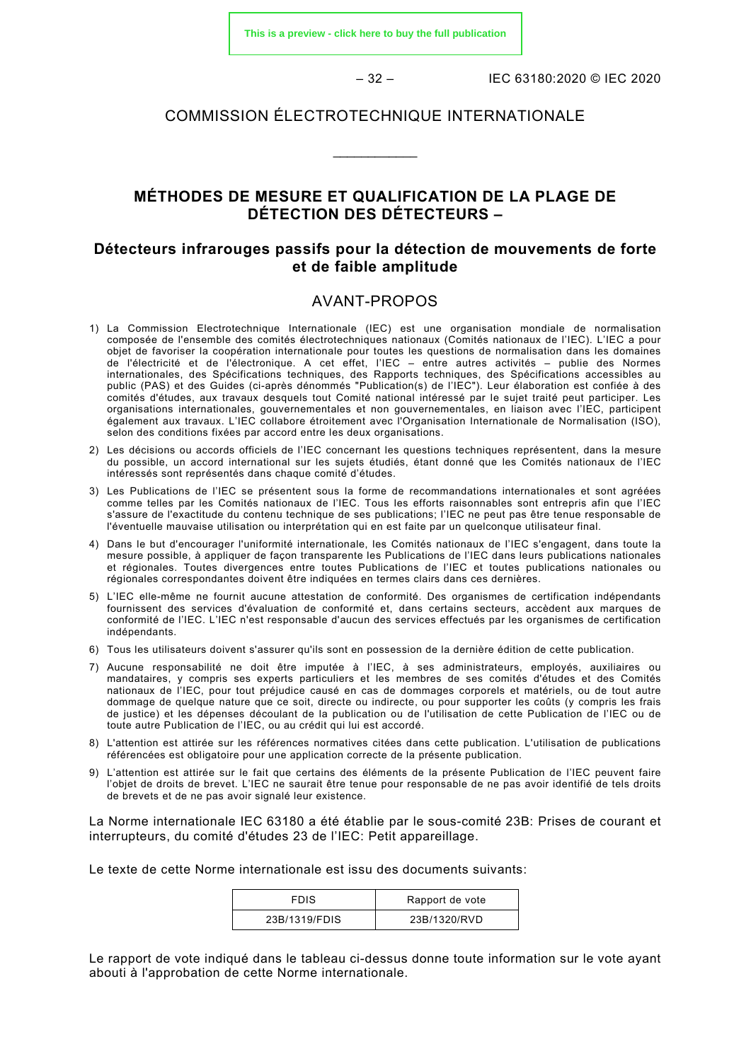COMMISSION ÉLECTROTECHNIQUE INTERNATIONALE

\_\_\_\_\_\_\_\_\_\_\_\_

# MÉTHODES DE MESURE ET QUALIFICATION DE LA PLAGE DE DÉTECTION DES DÉTECTEURS –

## Détecteurs infrarouges passifs pour la détection de mouvements de forte et de faible amplitude

## AVANT-PROPOS

1) La Commission Electrotechnique Internationale (IEC) est une organisation mondiale de normalisation composée de l'ensemble des comités électrotechniques nationaux (Comités nationaux de l'IEC). L'IEC a pour objet de favoriser la coopération internationale pour toutes les questions de normalisation dans les domaines de l'électricité et de l'électronique. A cet effet, l'IEC – entre autres activités – publie des Normes internationales, des Spécifications techniques, des Rapports techniques, des Spécifications accessibles au public (PAS) et des Guides (ci-après dénommés "Publication(s) de l'IEC"). Leur élaboration est confiée à des comités d'études, aux travaux desquels tout Comité national intéressé par le sujet traité peut participer. Les organisations internationales, gouvernementales et non gouvernementales, en liaison avec l'IEC, participent également aux travaux. L'IEC collabore étroitement avec l'Organisation Internationale de Normalisation (ISO), selon des conditions fixées par accord entre les deux organisations.
2) Les décisions ou accords officiels de l'IEC concernant les questions techniques représentent, dans la mesure du possible, un accord international sur les sujets étudiés, étant donné que les Comités nationaux de l'IEC intéressés sont représentés dans chaque comité d'études.
3) Les Publications de l'IEC se présentent sous la forme de recommandations internationales et sont agréées comme telles par les Comités nationaux de l'IEC. Tous les efforts raisonnables sont entrepris afin que l'IEC s'assure de l'exactitude du contenu technique de ses publications; l'IEC ne peut pas être tenue responsable de l'éventuelle mauvaise utilisation ou interprétation qui en est faite par un quelconque utilisateur final.
4) Dans le but d'encourager l'uniformité internationale, les Comités nationaux de l'IEC s'engagent, dans toute la mesure possible, à appliquer de façon transparente les Publications de l'IEC dans leurs publications nationales et régionales. Toutes divergences entre toutes Publications de l'IEC et toutes publications nationales ou régionales correspondantes doivent être indiquées en termes clairs dans ces dernières.
5) L'IEC elle-même ne fournit aucune attestation de conformité. Des organismes de certification indépendants fournissent des services d'évaluation de conformité et, dans certains secteurs, accèdent aux marques de conformité de l'IEC. L'IEC n'est responsable d'aucun des services effectués par les organismes de certification indépendants.
6) Tous les utilisateurs doivent s'assurer qu'ils sont en possession de la dernière édition de cette publication.
7) Aucune responsabilité ne doit être imputée à l'IEC, à ses administrateurs, employés, auxiliaires ou mandataires, y compris ses experts particuliers et les membres de ses comités d'études et des Comités nationaux de l'IEC, pour tout préjudice causé en cas de dommages corporels et matériels, ou de tout autre dommage de quelque nature que ce soit, directe ou indirecte, ou pour supporter les coûts (y compris les frais de justice) et les dépenses découlant de la publication ou de l'utilisation de cette Publication de l'IEC ou de toute autre Publication de l'IEC, ou au crédit qui lui est accordé.
8) L'attention est attirée sur les références normatives citées dans cette publication. L'utilisation de publications référencées est obligatoire pour une application correcte de la présente publication.
9) L'attention est attirée sur le fait que certains des éléments de la présente Publication de l'IEC peuvent faire l'objet de droits de brevet. L'IEC ne saurait être tenue pour responsable de ne pas avoir identifié de tels droits de brevets et de ne pas avoir signalé leur existence.

La Norme internationale IEC 63180 a été établie par le sous-comité 23B: Prises de courant et interrupteurs, du comité d'études 23 de l'IEC: Petit appareillage.

Le texte de cette Norme internationale est issu des documents suivants:

| FDIS | Rapport de vote |
|---|---|
| 23B/1319/FDIS | 23B/1320/RVD |

Le rapport de vote indiqué dans le tableau ci-dessus donne toute information sur le vote ayant abouti à l'approbation de cette Norme internationale.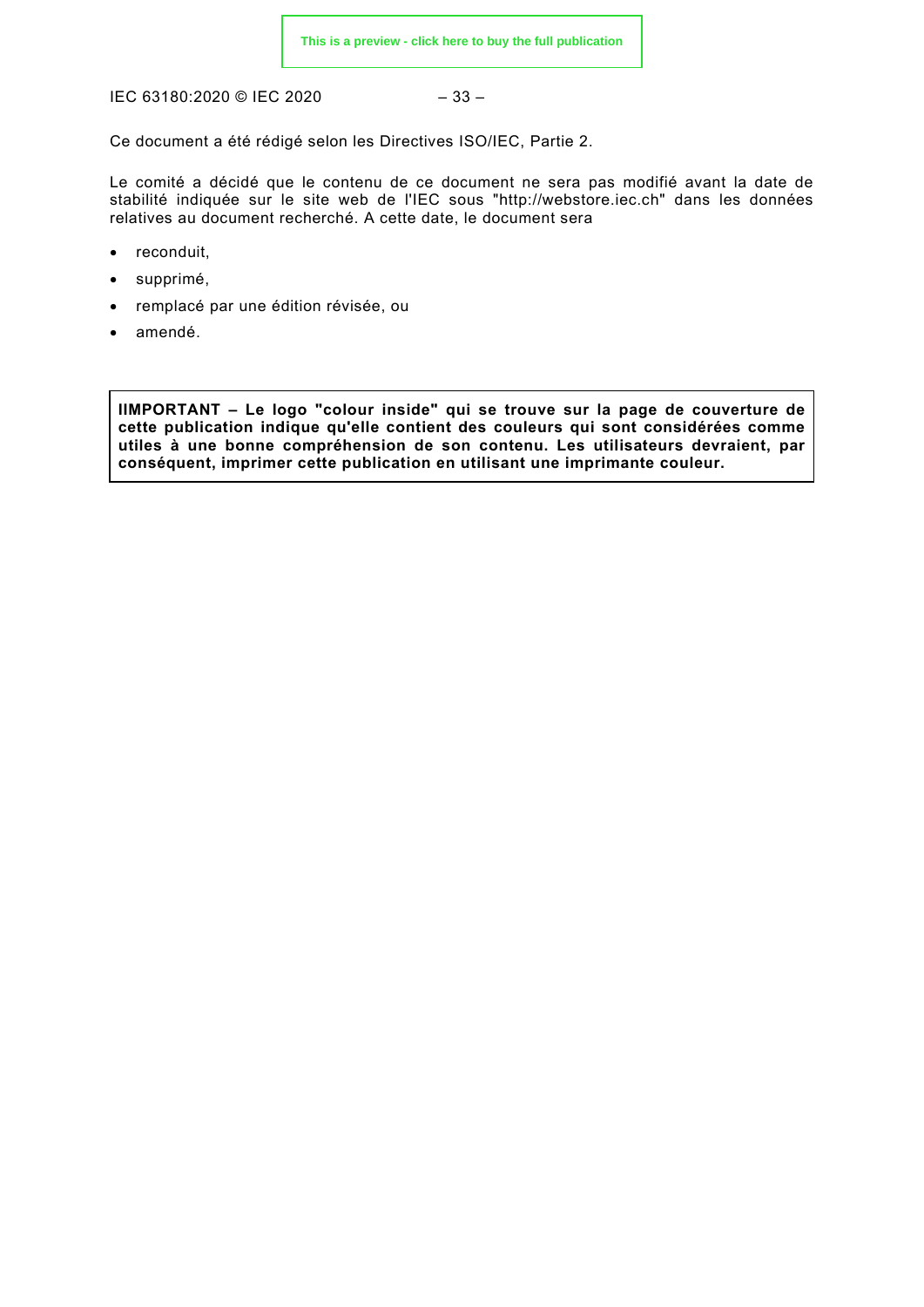Ce document a été rédigé selon les Directives ISO/IEC, Partie 2.

Le comité a décidé que le contenu de ce document ne sera pas modifié avant la date de stabilité indiquée sur le site web de l'IEC sous "http://webstore.iec.ch" dans les données relatives au document recherché. A cette date, le document sera

- reconduit,
- supprimé,
- remplacé par une édition révisée, ou
- amendé.

**IIMPORTANT – Le logo "colour inside" qui se trouve sur la page de couverture de cette publication indique qu'elle contient des couleurs qui sont considérées comme utiles à une bonne compréhension de son contenu. Les utilisateurs devraient, par conséquent, imprimer cette publication en utilisant une imprimante couleur.**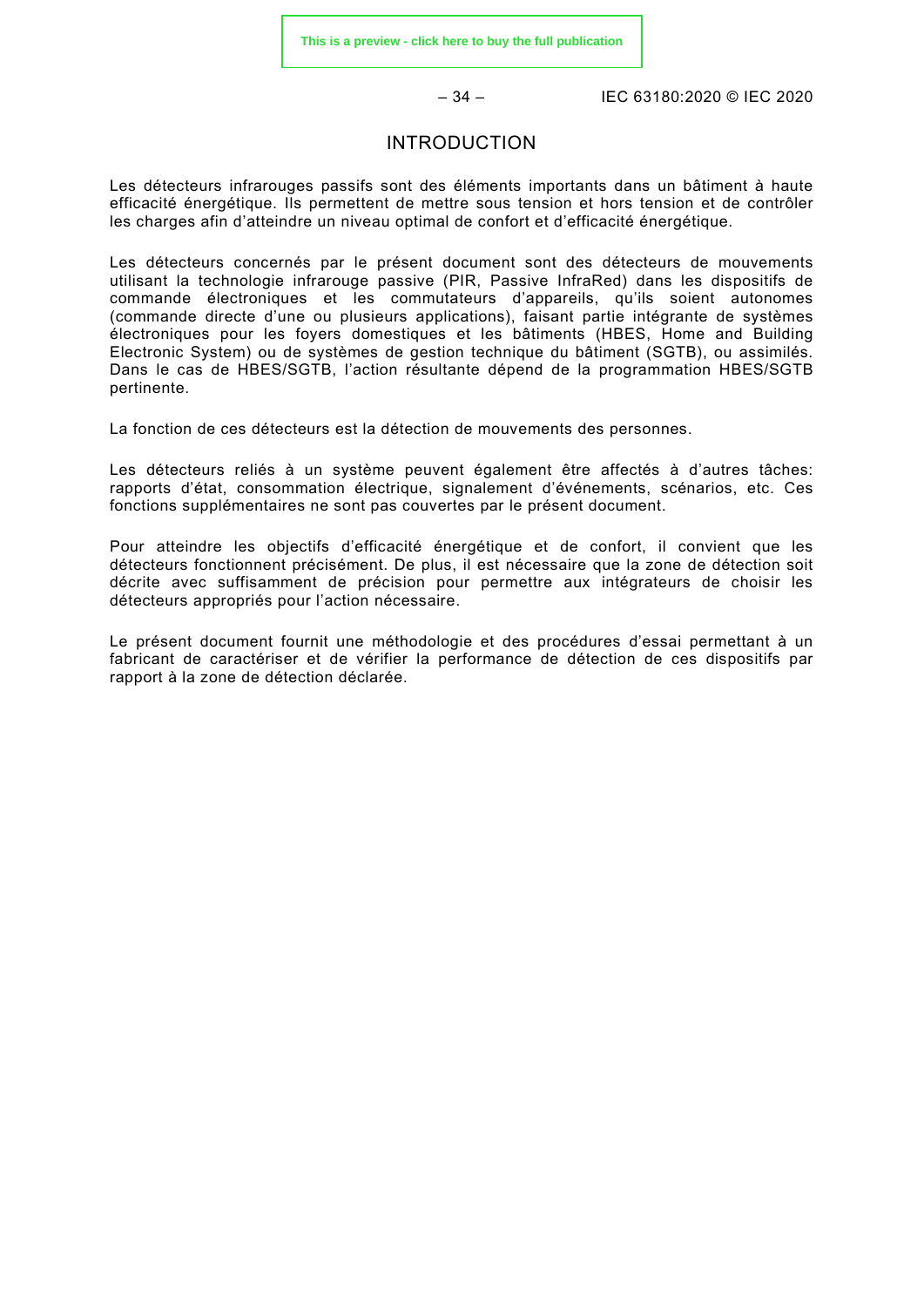# INTRODUCTION

Les détecteurs infrarouges passifs sont des éléments importants dans un bâtiment à haute efficacité énergétique. Ils permettent de mettre sous tension et hors tension et de contrôler les charges afin d'atteindre un niveau optimal de confort et d'efficacité énergétique.

Les détecteurs concernés par le présent document sont des détecteurs de mouvements utilisant la technologie infrarouge passive (PIR, Passive InfraRed) dans les dispositifs de commande électroniques et les commutateurs d'appareils, qu'ils soient autonomes (commande directe d'une ou plusieurs applications), faisant partie intégrante de systèmes électroniques pour les foyers domestiques et les bâtiments (HBES, Home and Building Electronic System) ou de systèmes de gestion technique du bâtiment (SGTB), ou assimilés. Dans le cas de HBES/SGTB, l'action résultante dépend de la programmation HBES/SGTB pertinente.

La fonction de ces détecteurs est la détection de mouvements des personnes.

Les détecteurs reliés à un système peuvent également être affectés à d'autres tâches: rapports d'état, consommation électrique, signalement d'événements, scénarios, etc. Ces fonctions supplémentaires ne sont pas couvertes par le présent document.

Pour atteindre les objectifs d'efficacité énergétique et de confort, il convient que les détecteurs fonctionnent précisément. De plus, il est nécessaire que la zone de détection soit décrite avec suffisamment de précision pour permettre aux intégrateurs de choisir les détecteurs appropriés pour l'action nécessaire.

Le présent document fournit une méthodologie et des procédures d'essai permettant à un fabricant de caractériser et de vérifier la performance de détection de ces dispositifs par rapport à la zone de détection déclarée.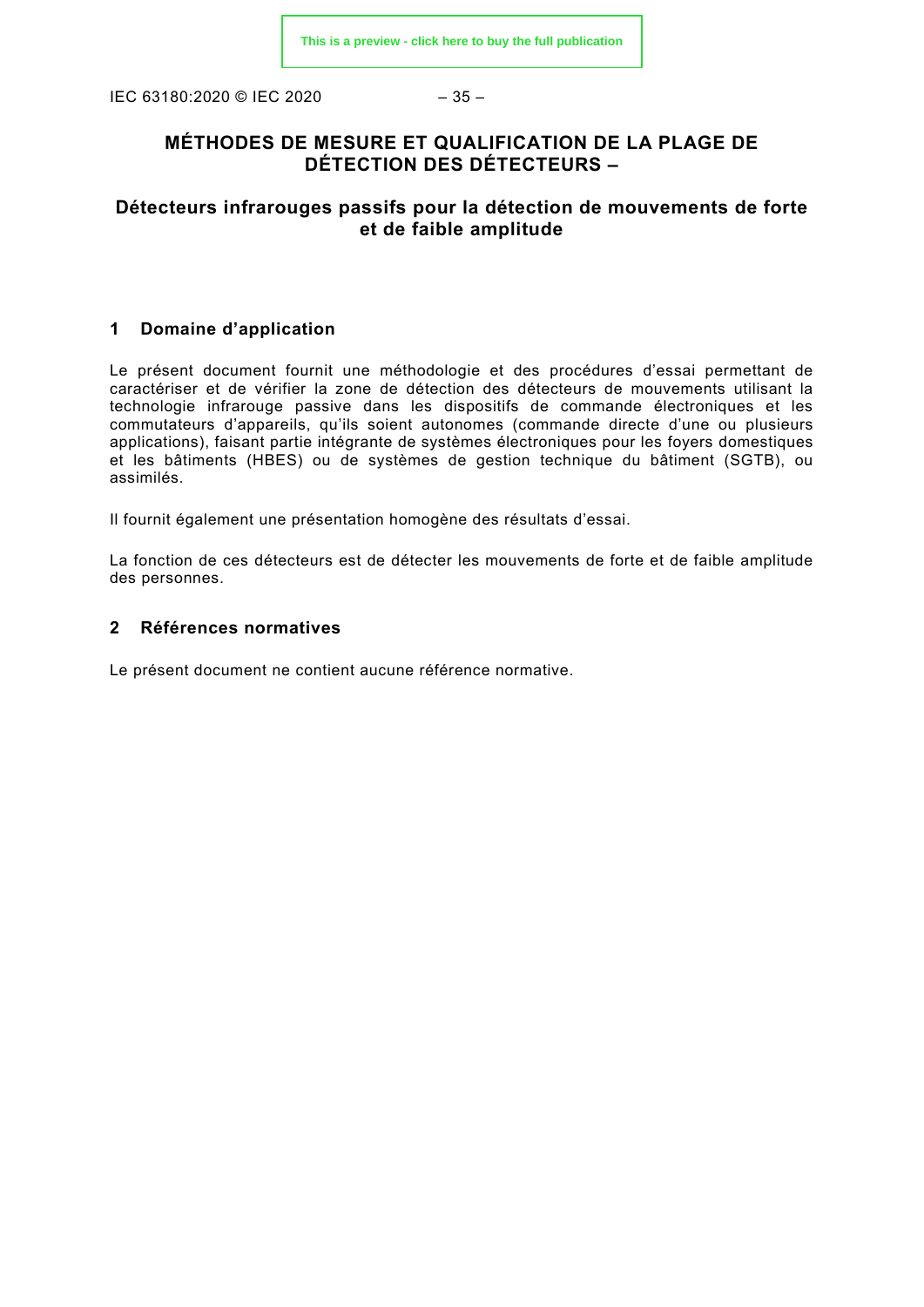# MÉTHODES DE MESURE ET QUALIFICATION DE LA PLAGE DE DÉTECTION DES DÉTECTEURS –

## Détecteurs infrarouges passifs pour la détection de mouvements de forte et de faible amplitude

## 1 Domaine d'application

Le présent document fournit une méthodologie et des procédures d'essai permettant de caractériser et de vérifier la zone de détection des détecteurs de mouvements utilisant la technologie infrarouge passive dans les dispositifs de commande électroniques et les commutateurs d'appareils, qu'ils soient autonomes (commande directe d'une ou plusieurs applications), faisant partie intégrante de systèmes électroniques pour les foyers domestiques et les bâtiments (HBES) ou de systèmes de gestion technique du bâtiment (SGTB), ou assimilés.

Il fournit également une présentation homogène des résultats d'essai.

La fonction de ces détecteurs est de détecter les mouvements de forte et de faible amplitude des personnes.

## 2 Références normatives

Le présent document ne contient aucune référence normative.